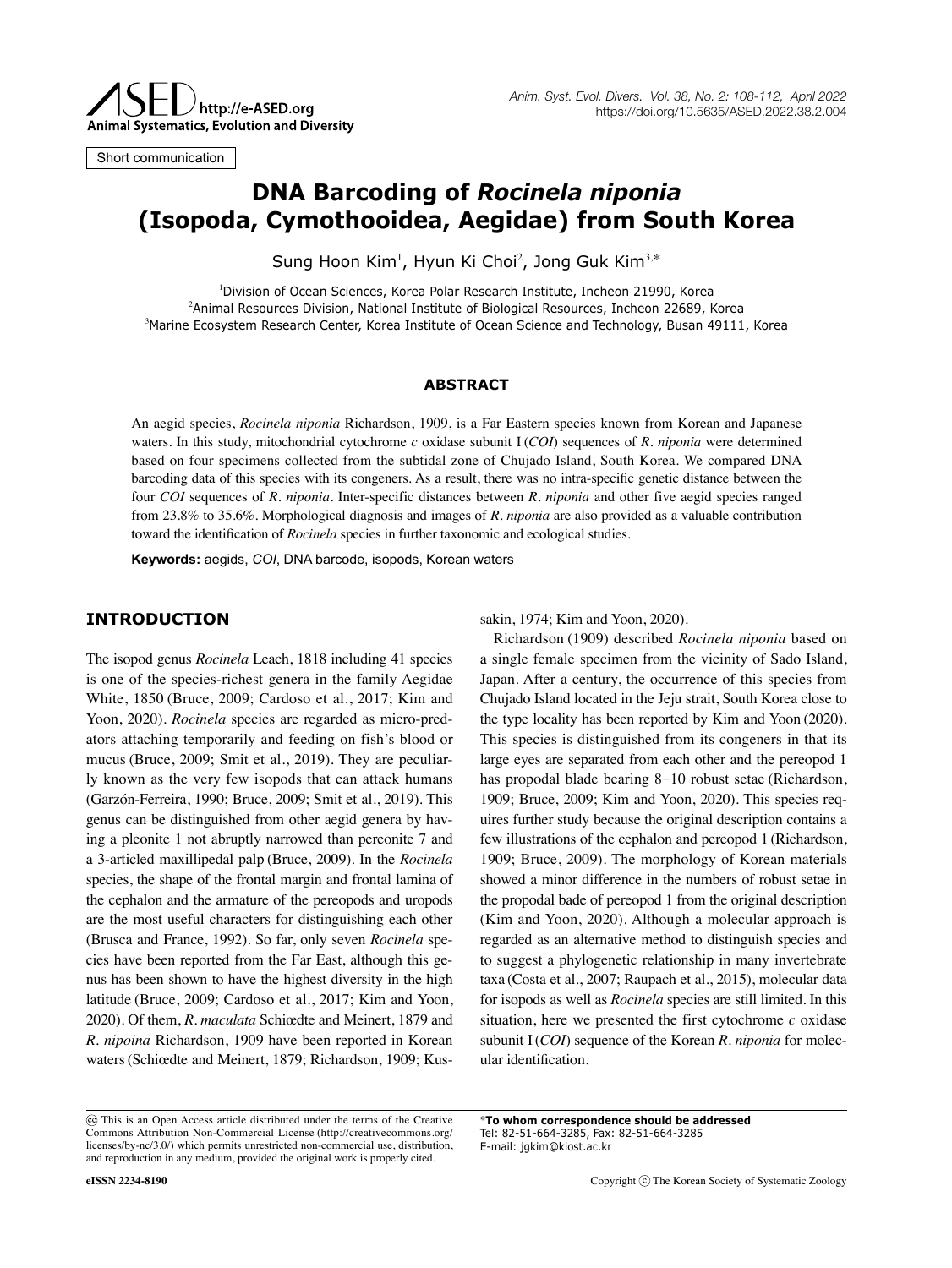Short communication

# DNA Barcoding of *Rocinela niponia* (Isopoda, Cymothooidea, Aegidae) from South Korea

Sung Hoon Kim[1], Hyun Ki Choi[2], Jong Guk Kim[3,*]

[1]Division of Ocean Sciences, Korea Polar Research Institute, Incheon 21990, Korea
[2]Animal Resources Division, National Institute of Biological Resources, Incheon 22689, Korea
[3]Marine Ecosystem Research Center, Korea Institute of Ocean Science and Technology, Busan 49111, Korea

## ABSTRACT

An aegid species, *Rocinela niponia* Richardson, 1909, is a Far Eastern species known from Korean and Japanese waters. In this study, mitochondrial cytochrome *c* oxidase subunit I (*COI*) sequences of *R. niponia* were determined based on four specimens collected from the subtidal zone of Chujado Island, South Korea. We compared DNA barcoding data of this species with its congeners. As a result, there was no intra-specific genetic distance between the four *COI* sequences of *R. niponia*. Inter-specific distances between *R. niponia* and other five aegid species ranged from 23.8% to 35.6%. Morphological diagnosis and images of *R. niponia* are also provided as a valuable contribution toward the identification of *Rocinela* species in further taxonomic and ecological studies.

**Keywords:** aegids, *COI*, DNA barcode, isopods, Korean waters

## INTRODUCTION

The isopod genus *Rocinela* Leach, 1818 including 41 species is one of the species-richest genera in the family Aegidae White, 1850 (Bruce, 2009; Cardoso et al., 2017; Kim and Yoon, 2020). *Rocinela* species are regarded as micro-predators attaching temporarily and feeding on fish's blood or mucus (Bruce, 2009; Smit et al., 2019). They are peculiarly known as the very few isopods that can attack humans (Garzón-Ferreira, 1990; Bruce, 2009; Smit et al., 2019). This genus can be distinguished from other aegid genera by having a pleonite 1 not abruptly narrowed than pereonite 7 and a 3-articled maxillipedal palp (Bruce, 2009). In the *Rocinela* species, the shape of the frontal margin and frontal lamina of the cephalon and the armature of the pereopods and uropods are the most useful characters for distinguishing each other (Brusca and France, 1992). So far, only seven *Rocinela* species have been reported from the Far East, although this genus has been shown to have the highest diversity in the high latitude (Bruce, 2009; Cardoso et al., 2017; Kim and Yoon, 2020). Of them, *R. maculata* Schiœdte and Meinert, 1879 and *R. nipoina* Richardson, 1909 have been reported in Korean waters (Schiœdte and Meinert, 1879; Richardson, 1909; Kussakin, 1974; Kim and Yoon, 2020).

Richardson (1909) described *Rocinela niponia* based on a single female specimen from the vicinity of Sado Island, Japan. After a century, the occurrence of this species from Chujado Island located in the Jeju strait, South Korea close to the type locality has been reported by Kim and Yoon (2020). This species is distinguished from its congeners in that its large eyes are separated from each other and the pereopod 1 has propodal blade bearing 8–10 robust setae (Richardson, 1909; Bruce, 2009; Kim and Yoon, 2020). This species requires further study because the original description contains a few illustrations of the cephalon and pereopod 1 (Richardson, 1909; Bruce, 2009). The morphology of Korean materials showed a minor difference in the numbers of robust setae in the propodal bade of pereopod 1 from the original description (Kim and Yoon, 2020). Although a molecular approach is regarded as an alternative method to distinguish species and to suggest a phylogenetic relationship in many invertebrate taxa (Costa et al., 2007; Raupach et al., 2015), molecular data for isopods as well as *Rocinela* species are still limited. In this situation, here we presented the first cytochrome *c* oxidase subunit I (*COI*) sequence of the Korean *R. niponia* for molecular identification.

---

This is an Open Access article distributed under the terms of the Creative Commons Attribution Non-Commercial License (http://creativecommons.org/licenses/by-nc/3.0/) which permits unrestricted non-commercial use, distribution, and reproduction in any medium, provided the original work is properly cited.

*To whom correspondence should be addressed
Tel: 82-51-664-3285, Fax: 82-51-664-3285
E-mail: jgkim@kiost.ac.kr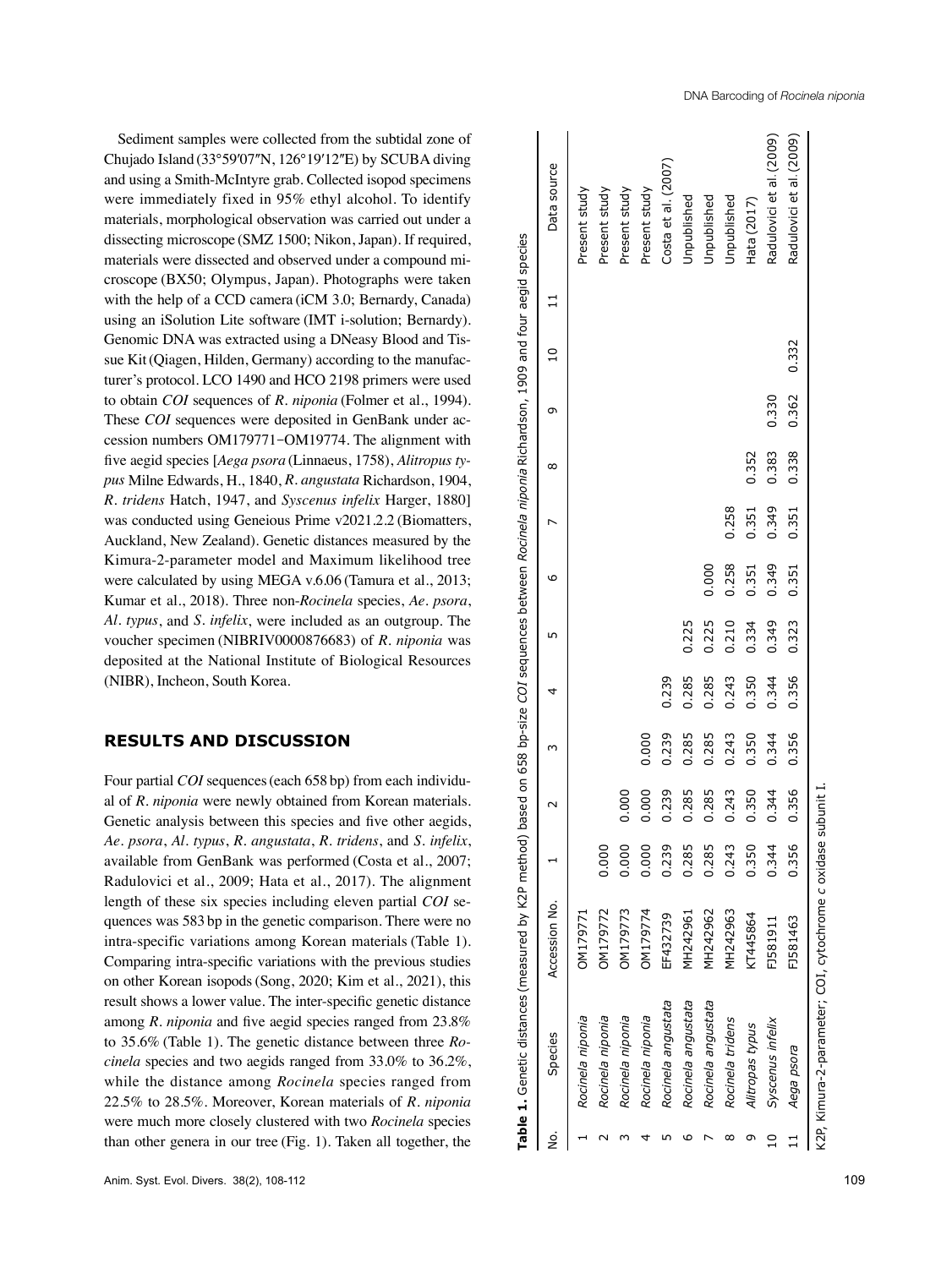Sediment samples were collected from the subtidal zone of Chujado Island (33°59′07″N, 126°19′12″E) by SCUBA diving and using a Smith-McIntyre grab. Collected isopod specimens were immediately fixed in 95% ethyl alcohol. To identify materials, morphological observation was carried out under a dissecting microscope (SMZ 1500; Nikon, Japan). If required, materials were dissected and observed under a compound microscope (BX50; Olympus, Japan). Photographs were taken with the help of a CCD camera (iCM 3.0; Bernardy, Canada) using an iSolution Lite software (IMT i-solution; Bernardy). Genomic DNA was extracted using a DNeasy Blood and Tissue Kit (Qiagen, Hilden, Germany) according to the manufacturer's protocol. LCO 1490 and HCO 2198 primers were used to obtain *COI* sequences of *R. niponia* (Folmer et al., 1994). These *COI* sequences were deposited in GenBank under accession numbers OM179771–OM19774. The alignment with five aegid species [*Aega psora* (Linnaeus, 1758), *Alitropus typus* Milne Edwards, H., 1840, *R. angustata* Richardson, 1904, *R. tridens* Hatch, 1947, and *Syscenus infelix* Harger, 1880] was conducted using Geneious Prime v2021.2.2 (Biomatters, Auckland, New Zealand). Genetic distances measured by the Kimura-2-parameter model and Maximum likelihood tree were calculated by using MEGA v.6.06 (Tamura et al., 2013; Kumar et al., 2018). Three non-*Rocinela* species, *Ae. psora*, *Al. typus*, and *S. infelix*, were included as an outgroup. The voucher specimen (NIBRIV0000876683) of *R. niponia* was deposited at the National Institute of Biological Resources (NIBR), Incheon, South Korea.

## RESULTS AND DISCUSSION

Four partial *COI* sequences (each 658 bp) from each individual of *R. niponia* were newly obtained from Korean materials. Genetic analysis between this species and five other aegids, *Ae. psora*, *Al. typus*, *R. angustata*, *R. tridens*, and *S. infelix*, available from GenBank was performed (Costa et al., 2007; Radulovici et al., 2009; Hata et al., 2017). The alignment length of these six species including eleven partial *COI* sequences was 583 bp in the genetic comparison. There were no intra-specific variations among Korean materials (Table 1). Comparing intra-specific variations with the previous studies on other Korean isopods (Song, 2020; Kim et al., 2021), this result shows a lower value. The inter-specific genetic distance among *R. niponia* and five aegid species ranged from 23.8% to 35.6% (Table 1). The genetic distance between three *Rocinela* species and two aegids ranged from 33.0% to 36.2%, while the distance among *Rocinela* species ranged from 22.5% to 28.5%. Moreover, Korean materials of *R. niponia* were much more closely clustered with two *Rocinela* species than other genera in our tree (Fig. 1). Taken all together, the

**Table 1.** Genetic distances (measured by K2P method) based on 658 bp-size *COI* sequences between *Rocinela niponia* Richardson, 1909 and four aegid species

| No. | Species | Accession No. | 1 | 2 | 3 | 4 | 5 | 6 | 7 | 8 | 9 | 10 | 11 | Data source |
|---|---|---|---|---|---|---|---|---|---|---|---|---|---|---|
| 1 | *Rocinela niponia* | OM179771 | | | | | | | | | | | | Present study |
| 2 | *Rocinela niponia* | OM179772 | 0.000 | | | | | | | | | | | Present study |
| 3 | *Rocinela niponia* | OM179773 | 0.000 | 0.000 | | | | | | | | | | Present study |
| 4 | *Rocinela niponia* | OM179774 | 0.000 | 0.000 | 0.000 | | | | | | | | | Present study |
| 5 | *Rocinela angustata* | EF432739 | 0.239 | 0.239 | 0.239 | 0.239 | | | | | | | | Costa et al. (2007) |
| 6 | *Rocinela angustata* | MH242961 | 0.285 | 0.285 | 0.285 | 0.285 | 0.225 | | | | | | | Unpublished |
| 7 | *Rocinela angustata* | MH242962 | 0.285 | 0.285 | 0.285 | 0.285 | 0.225 | 0.000 | | | | | | Unpublished |
| 8 | *Rocinela tridens* | MH242963 | 0.243 | 0.243 | 0.243 | 0.243 | 0.210 | 0.258 | 0.258 | | | | | Unpublished |
| 9 | *Alitropas typus* | KT445864 | 0.350 | 0.350 | 0.350 | 0.350 | 0.334 | 0.351 | 0.351 | 0.352 | | | | Hata (2017) |
| 10 | *Syscenus infelix* | FJ581911 | 0.344 | 0.344 | 0.344 | 0.344 | 0.349 | 0.349 | 0.349 | 0.383 | 0.330 | | | Radulovici et al. (2009) |
| 11 | *Aega psora* | FJ581463 | 0.356 | 0.356 | 0.356 | 0.356 | 0.323 | 0.351 | 0.351 | 0.338 | 0.362 | 0.332 | | Radulovici et al. (2009) |

K2P, Kimura-2-parameter; COI, cytochrome c oxidase subunit I.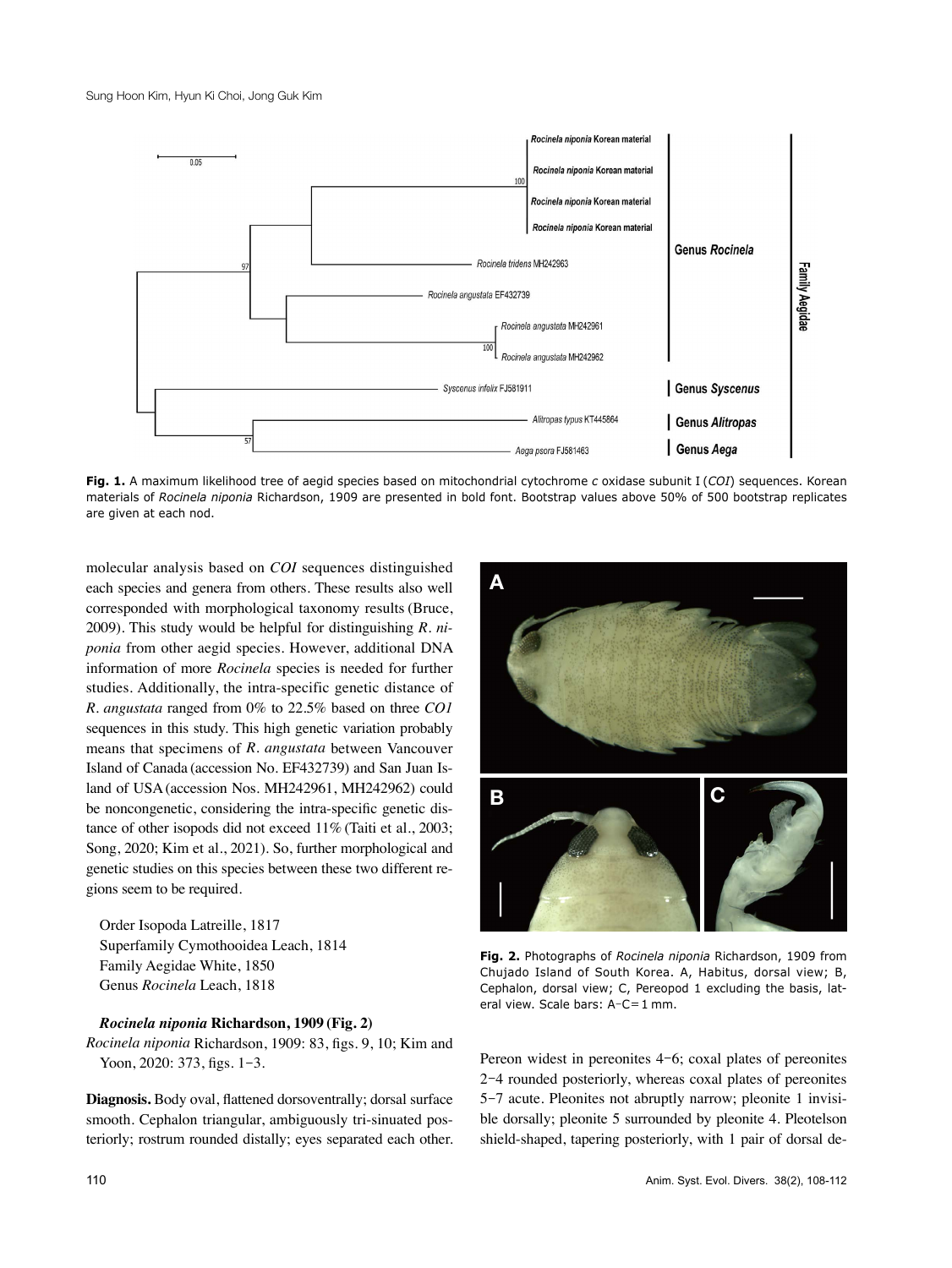Fig. 1. A maximum likelihood tree of aegid species based on mitochondrial cytochrome *c* oxidase subunit I (*COI*) sequences. Korean materials of *Rocinela niponia* Richardson, 1909 are presented in bold font. Bootstrap values above 50% of 500 bootstrap replicates are given at each nod.

molecular analysis based on *COI* sequences distinguished each species and genera from others. These results also well corresponded with morphological taxonomy results (Bruce, 2009). This study would be helpful for distinguishing *R. niponia* from other aegid species. However, additional DNA information of more *Rocinela* species is needed for further studies. Additionally, the intra-specific genetic distance of *R. angustata* ranged from 0% to 22.5% based on three *CO1* sequences in this study. This high genetic variation probably means that specimens of *R. angustata* between Vancouver Island of Canada (accession No. EF432739) and San Juan Island of USA (accession Nos. MH242961, MH242962) could be noncongenetic, considering the intra-specific genetic distance of other isopods did not exceed 11% (Taiti et al., 2003; Song, 2020; Kim et al., 2021). So, further morphological and genetic studies on this species between these two different regions seem to be required.

Order Isopoda Latreille, 1817
Superfamily Cymothooidea Leach, 1814
Family Aegidae White, 1850
Genus *Rocinela* Leach, 1818

***Rocinela niponia* Richardson, 1909 (Fig. 2)**

*Rocinela niponia* Richardson, 1909: 83, figs. 9, 10; Kim and Yoon, 2020: 373, figs. 1–3.

**Diagnosis.** Body oval, flattened dorsoventrally; dorsal surface smooth. Cephalon triangular, ambiguously tri-sinuated posteriorly; rostrum rounded distally; eyes separated each other. Pereon widest in pereonites 4–6; coxal plates of pereonites 2–4 rounded posteriorly, whereas coxal plates of pereonites 5–7 acute. Pleonites not abruptly narrow; pleonite 1 invisible dorsally; pleonite 5 surrounded by pleonite 4. Pleotelson shield-shaped, tapering posteriorly, with 1 pair of dorsal de-

Fig. 2. Photographs of *Rocinela niponia* Richardson, 1909 from Chujado Island of South Korea. A, Habitus, dorsal view; B, Cephalon, dorsal view; C, Pereopod 1 excluding the basis, lateral view. Scale bars: A–C = 1 mm.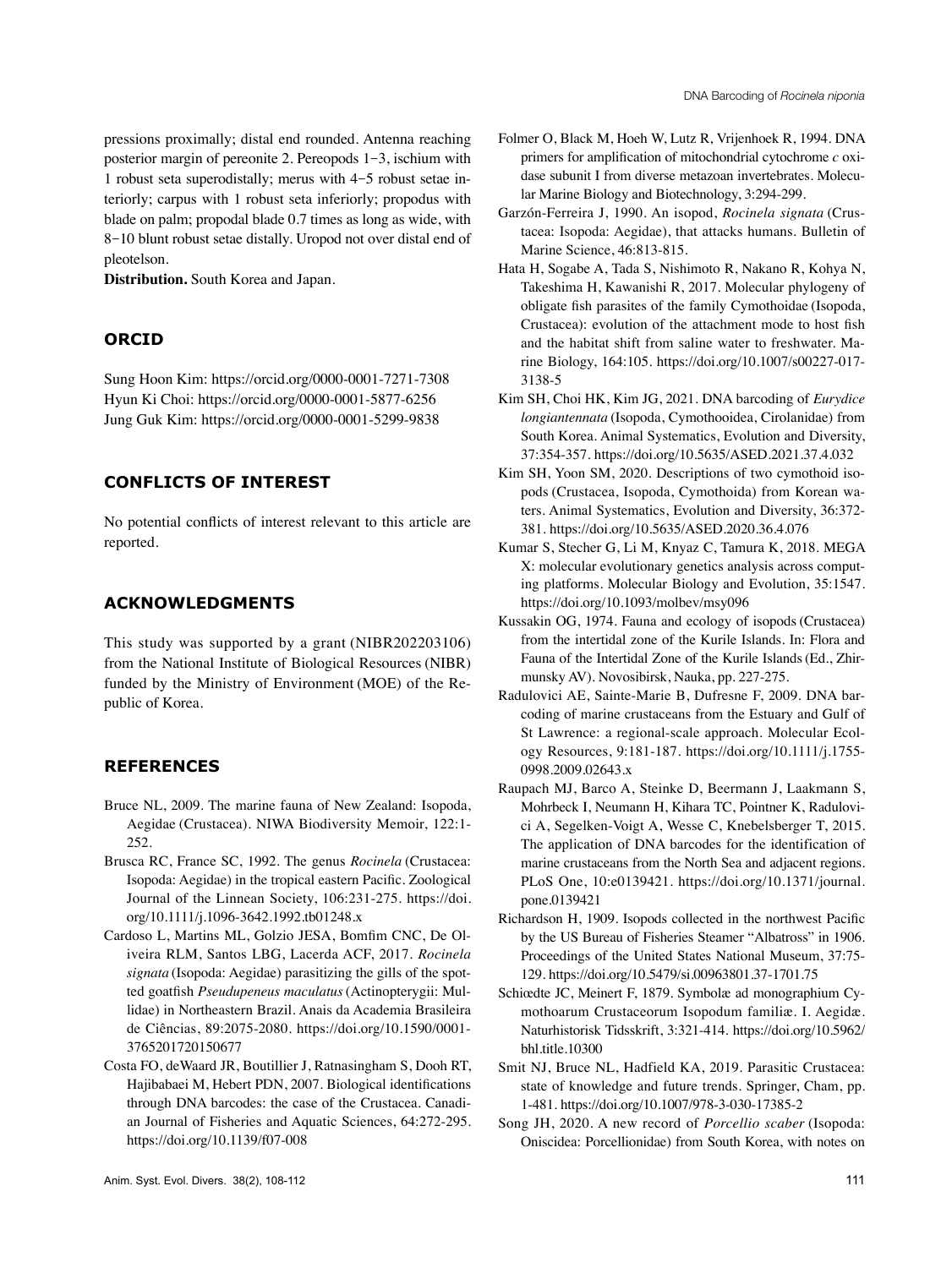pressions proximally; distal end rounded. Antenna reaching posterior margin of pereonite 2. Pereopods 1–3, ischium with 1 robust seta superodistally; merus with 4–5 robust setae interiorly; carpus with 1 robust seta inferiorly; propodus with blade on palm; propodal blade 0.7 times as long as wide, with 8–10 blunt robust setae distally. Uropod not over distal end of pleotelson.

**Distribution.** South Korea and Japan.

## ORCID

Sung Hoon Kim: https://orcid.org/0000-0001-7271-7308
Hyun Ki Choi: https://orcid.org/0000-0001-5877-6256
Jung Guk Kim: https://orcid.org/0000-0001-5299-9838

## CONFLICTS OF INTEREST

No potential conflicts of interest relevant to this article are reported.

## ACKNOWLEDGMENTS

This study was supported by a grant (NIBR202203106) from the National Institute of Biological Resources (NIBR) funded by the Ministry of Environment (MOE) of the Republic of Korea.

## REFERENCES

Bruce NL, 2009. The marine fauna of New Zealand: Isopoda, Aegidae (Crustacea). NIWA Biodiversity Memoir, 122:1-252.

Brusca RC, France SC, 1992. The genus *Rocinela* (Crustacea: Isopoda: Aegidae) in the tropical eastern Pacific. Zoological Journal of the Linnean Society, 106:231-275. https://doi.org/10.1111/j.1096-3642.1992.tb01248.x

Cardoso L, Martins ML, Golzio JESA, Bomfim CNC, De Oliveira RLM, Santos LBG, Lacerda ACF, 2017. *Rocinela signata* (Isopoda: Aegidae) parasitizing the gills of the spotted goatfish *Pseudupeneus maculatus* (Actinopterygii: Mullidae) in Northeastern Brazil. Anais da Academia Brasileira de Ciências, 89:2075-2080. https://doi.org/10.1590/0001-3765201720150677

Costa FO, deWaard JR, Boutillier J, Ratnasingham S, Dooh RT, Hajibabaei M, Hebert PDN, 2007. Biological identifications through DNA barcodes: the case of the Crustacea. Canadian Journal of Fisheries and Aquatic Sciences, 64:272-295. https://doi.org/10.1139/f07-008

Folmer O, Black M, Hoeh W, Lutz R, Vrijenhoek R, 1994. DNA primers for amplification of mitochondrial cytochrome *c* oxidase subunit I from diverse metazoan invertebrates. Molecular Marine Biology and Biotechnology, 3:294-299.

Garzón-Ferreira J, 1990. An isopod, *Rocinela signata* (Crustacea: Isopoda: Aegidae), that attacks humans. Bulletin of Marine Science, 46:813-815.

Hata H, Sogabe A, Tada S, Nishimoto R, Nakano R, Kohya N, Takeshima H, Kawanishi R, 2017. Molecular phylogeny of obligate fish parasites of the family Cymothoidae (Isopoda, Crustacea): evolution of the attachment mode to host fish and the habitat shift from saline water to freshwater. Marine Biology, 164:105. https://doi.org/10.1007/s00227-017-3138-5

Kim SH, Choi HK, Kim JG, 2021. DNA barcoding of *Eurydice longiantennata* (Isopoda, Cymothooidea, Cirolanidae) from South Korea. Animal Systematics, Evolution and Diversity, 37:354-357. https://doi.org/10.5635/ASED.2021.37.4.032

Kim SH, Yoon SM, 2020. Descriptions of two cymothoid isopods (Crustacea, Isopoda, Cymothoida) from Korean waters. Animal Systematics, Evolution and Diversity, 36:372-381. https://doi.org/10.5635/ASED.2020.36.4.076

Kumar S, Stecher G, Li M, Knyaz C, Tamura K, 2018. MEGA X: molecular evolutionary genetics analysis across computing platforms. Molecular Biology and Evolution, 35:1547. https://doi.org/10.1093/molbev/msy096

Kussakin OG, 1974. Fauna and ecology of isopods (Crustacea) from the intertidal zone of the Kurile Islands. In: Flora and Fauna of the Intertidal Zone of the Kurile Islands (Ed., Zhirmunsky AV). Novosibirsk, Nauka, pp. 227-275.

Radulovici AE, Sainte-Marie B, Dufresne F, 2009. DNA barcoding of marine crustaceans from the Estuary and Gulf of St Lawrence: a regional-scale approach. Molecular Ecology Resources, 9:181-187. https://doi.org/10.1111/j.1755-0998.2009.02643.x

Raupach MJ, Barco A, Steinke D, Beermann J, Laakmann S, Mohrbeck I, Neumann H, Kihara TC, Pointner K, Radulovici A, Segelken-Voigt A, Wesse C, Knebelsberger T, 2015. The application of DNA barcodes for the identification of marine crustaceans from the North Sea and adjacent regions. PLoS One, 10:e0139421. https://doi.org/10.1371/journal.pone.0139421

Richardson H, 1909. Isopods collected in the northwest Pacific by the US Bureau of Fisheries Steamer "Albatross" in 1906. Proceedings of the United States National Museum, 37:75-129. https://doi.org/10.5479/si.00963801.37-1701.75

Schiœdte JC, Meinert F, 1879. Symbolæ ad monographium Cymothoarum Crustaceorum Isopodum familiæ. I. Aegidæ. Naturhistorisk Tidsskrift, 3:321-414. https://doi.org/10.5962/bhl.title.10300

Smit NJ, Bruce NL, Hadfield KA, 2019. Parasitic Crustacea: state of knowledge and future trends. Springer, Cham, pp. 1-481. https://doi.org/10.1007/978-3-030-17385-2

Song JH, 2020. A new record of *Porcellio scaber* (Isopoda: Oniscidea: Porcellionidae) from South Korea, with notes on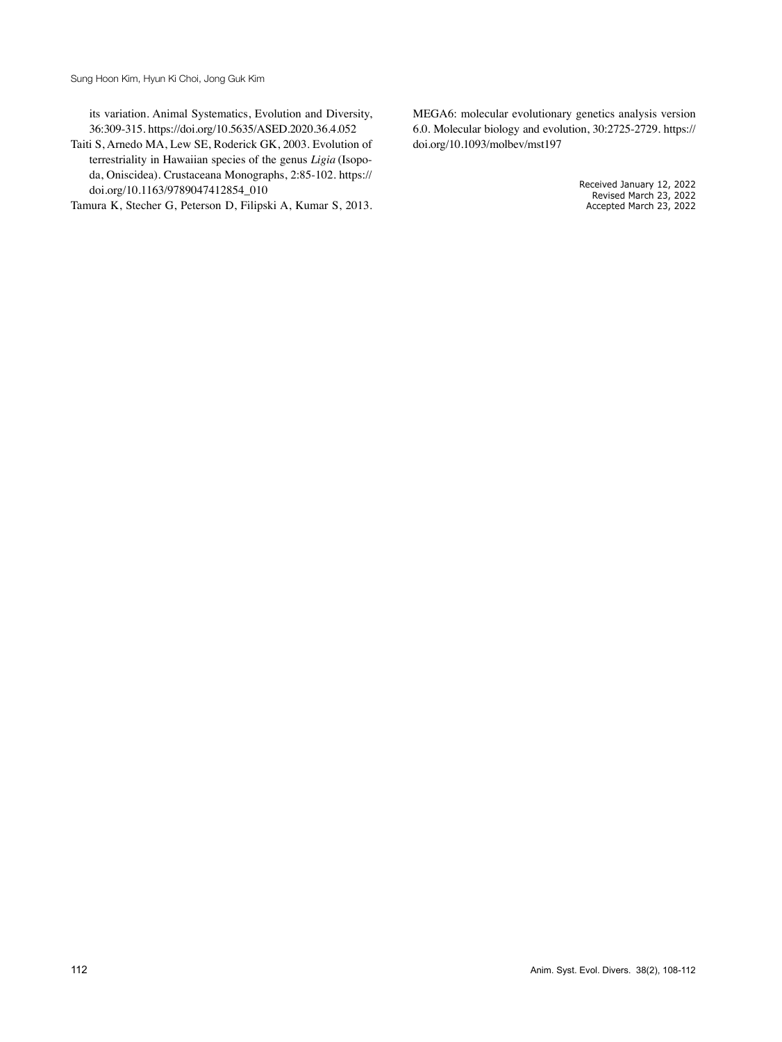its variation. Animal Systematics, Evolution and Diversity, 36:309-315. https://doi.org/10.5635/ASED.2020.36.4.052

Taiti S, Arnedo MA, Lew SE, Roderick GK, 2003. Evolution of terrestriality in Hawaiian species of the genus *Ligia* (Isopoda, Oniscidea). Crustaceana Monographs, 2:85-102. https://doi.org/10.1163/9789047412854_010

Tamura K, Stecher G, Peterson D, Filipski A, Kumar S, 2013. MEGA6: molecular evolutionary genetics analysis version 6.0. Molecular biology and evolution, 30:2725-2729. https://doi.org/10.1093/molbev/mst197

Received January 12, 2022
Revised March 23, 2022
Accepted March 23, 2022